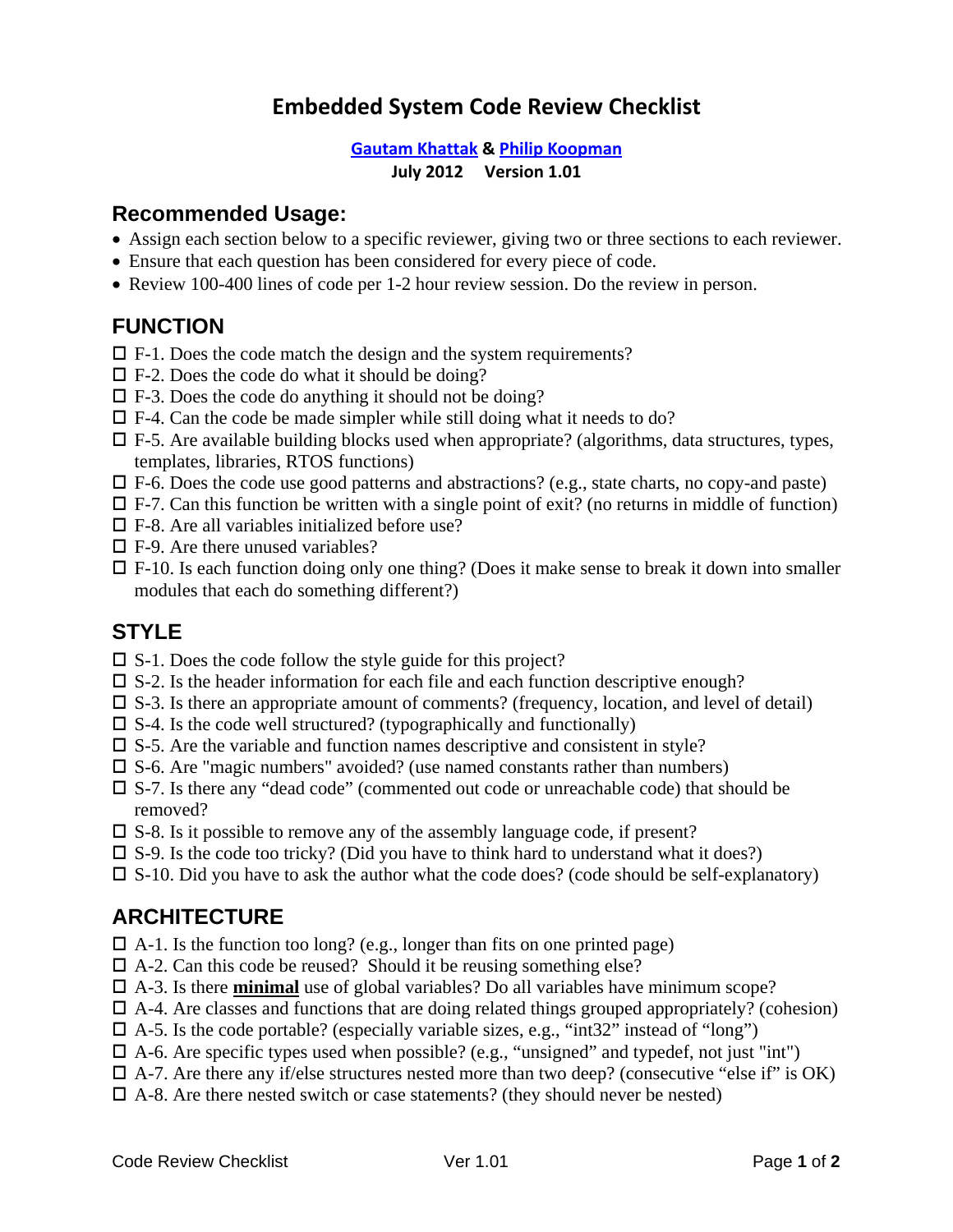# Embedded System Code Review Checklist

**[Gautam Khattak](#) & [Philip Koopman](#)**
**July 2012 Version 1.01**

## Recommended Usage:

- Assign each section below to a specific reviewer, giving two or three sections to each reviewer.
- Ensure that each question has been considered for every piece of code.
- Review 100-400 lines of code per 1-2 hour review session. Do the review in person.

## FUNCTION

- ☐ F-1. Does the code match the design and the system requirements?
- ☐ F-2. Does the code do what it should be doing?
- ☐ F-3. Does the code do anything it should not be doing?
- ☐ F-4. Can the code be made simpler while still doing what it needs to do?
- ☐ F-5. Are available building blocks used when appropriate? (algorithms, data structures, types, templates, libraries, RTOS functions)
- ☐ F-6. Does the code use good patterns and abstractions? (e.g., state charts, no copy-and paste)
- ☐ F-7. Can this function be written with a single point of exit? (no returns in middle of function)
- ☐ F-8. Are all variables initialized before use?
- ☐ F-9. Are there unused variables?
- ☐ F-10. Is each function doing only one thing? (Does it make sense to break it down into smaller modules that each do something different?)

## STYLE

- ☐ S-1. Does the code follow the style guide for this project?
- ☐ S-2. Is the header information for each file and each function descriptive enough?
- ☐ S-3. Is there an appropriate amount of comments? (frequency, location, and level of detail)
- ☐ S-4. Is the code well structured? (typographically and functionally)
- ☐ S-5. Are the variable and function names descriptive and consistent in style?
- ☐ S-6. Are "magic numbers" avoided? (use named constants rather than numbers)
- ☐ S-7. Is there any “dead code” (commented out code or unreachable code) that should be removed?
- ☐ S-8. Is it possible to remove any of the assembly language code, if present?
- ☐ S-9. Is the code too tricky? (Did you have to think hard to understand what it does?)
- ☐ S-10. Did you have to ask the author what the code does? (code should be self-explanatory)

## ARCHITECTURE

- ☐ A-1. Is the function too long? (e.g., longer than fits on one printed page)
- ☐ A-2. Can this code be reused? Should it be reusing something else?
- ☐ A-3. Is there **minimal** use of global variables? Do all variables have minimum scope?
- ☐ A-4. Are classes and functions that are doing related things grouped appropriately? (cohesion)
- ☐ A-5. Is the code portable? (especially variable sizes, e.g., “int32” instead of “long”)
- ☐ A-6. Are specific types used when possible? (e.g., “unsigned” and typedef, not just "int")
- ☐ A-7. Are there any if/else structures nested more than two deep? (consecutive “else if” is OK)
- ☐ A-8. Are there nested switch or case statements? (they should never be nested)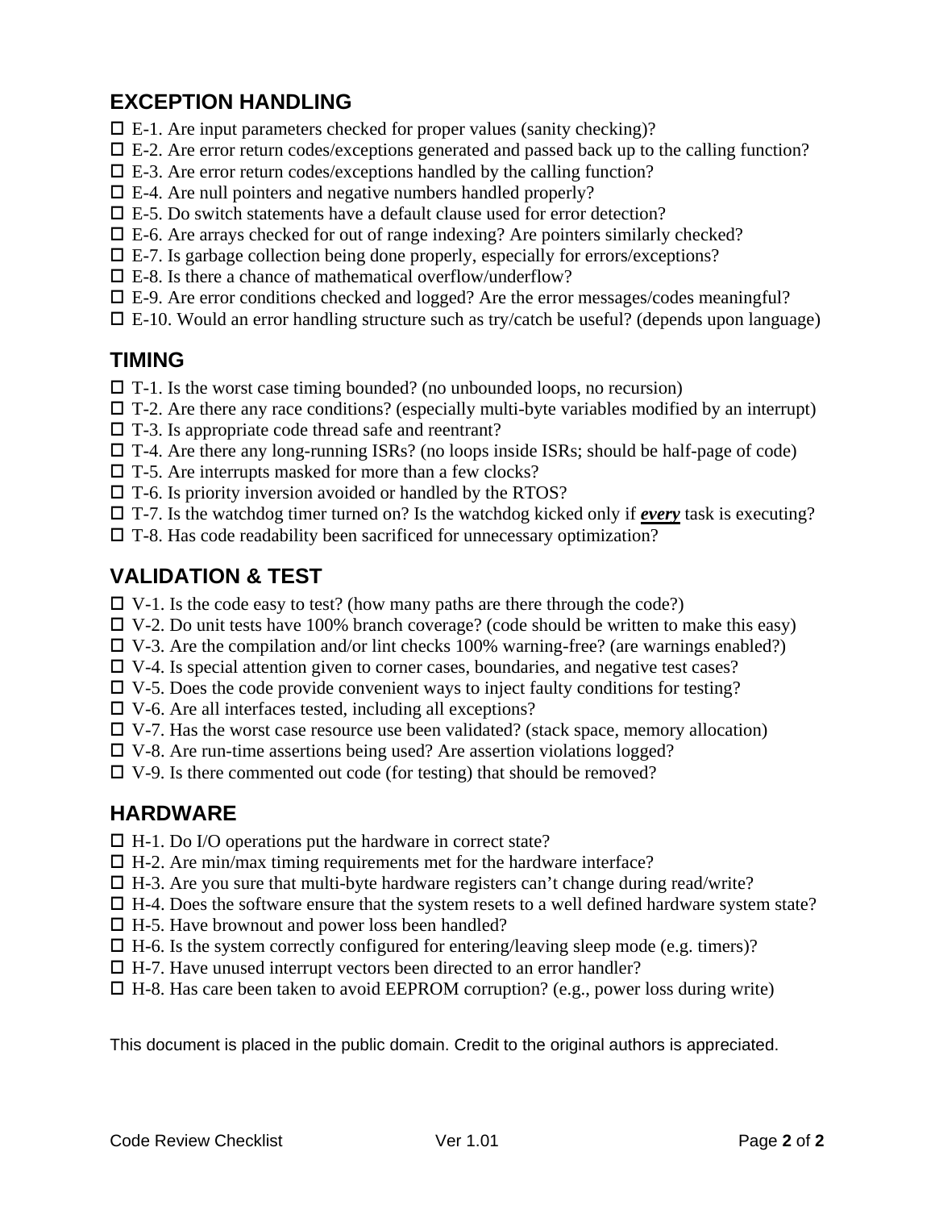## EXCEPTION HANDLING

- ☐ E-1. Are input parameters checked for proper values (sanity checking)?
- ☐ E-2. Are error return codes/exceptions generated and passed back up to the calling function?
- ☐ E-3. Are error return codes/exceptions handled by the calling function?
- ☐ E-4. Are null pointers and negative numbers handled properly?
- ☐ E-5. Do switch statements have a default clause used for error detection?
- ☐ E-6. Are arrays checked for out of range indexing? Are pointers similarly checked?
- ☐ E-7. Is garbage collection being done properly, especially for errors/exceptions?
- ☐ E-8. Is there a chance of mathematical overflow/underflow?
- ☐ E-9. Are error conditions checked and logged? Are the error messages/codes meaningful?
- ☐ E-10. Would an error handling structure such as try/catch be useful? (depends upon language)

## TIMING

- ☐ T-1. Is the worst case timing bounded? (no unbounded loops, no recursion)
- ☐ T-2. Are there any race conditions? (especially multi-byte variables modified by an interrupt)
- ☐ T-3. Is appropriate code thread safe and reentrant?
- ☐ T-4. Are there any long-running ISRs? (no loops inside ISRs; should be half-page of code)
- ☐ T-5. Are interrupts masked for more than a few clocks?
- ☐ T-6. Is priority inversion avoided or handled by the RTOS?
- ☐ T-7. Is the watchdog timer turned on? Is the watchdog kicked only if ***every*** task is executing?
- ☐ T-8. Has code readability been sacrificed for unnecessary optimization?

## VALIDATION & TEST

- ☐ V-1. Is the code easy to test? (how many paths are there through the code?)
- ☐ V-2. Do unit tests have 100% branch coverage? (code should be written to make this easy)
- ☐ V-3. Are the compilation and/or lint checks 100% warning-free? (are warnings enabled?)
- ☐ V-4. Is special attention given to corner cases, boundaries, and negative test cases?
- ☐ V-5. Does the code provide convenient ways to inject faulty conditions for testing?
- ☐ V-6. Are all interfaces tested, including all exceptions?
- ☐ V-7. Has the worst case resource use been validated? (stack space, memory allocation)
- ☐ V-8. Are run-time assertions being used? Are assertion violations logged?
- ☐ V-9. Is there commented out code (for testing) that should be removed?

## HARDWARE

- ☐ H-1. Do I/O operations put the hardware in correct state?
- ☐ H-2. Are min/max timing requirements met for the hardware interface?
- ☐ H-3. Are you sure that multi-byte hardware registers can't change during read/write?
- ☐ H-4. Does the software ensure that the system resets to a well defined hardware system state?
- ☐ H-5. Have brownout and power loss been handled?
- ☐ H-6. Is the system correctly configured for entering/leaving sleep mode (e.g. timers)?
- ☐ H-7. Have unused interrupt vectors been directed to an error handler?
- ☐ H-8. Has care been taken to avoid EEPROM corruption? (e.g., power loss during write)

This document is placed in the public domain. Credit to the original authors is appreciated.